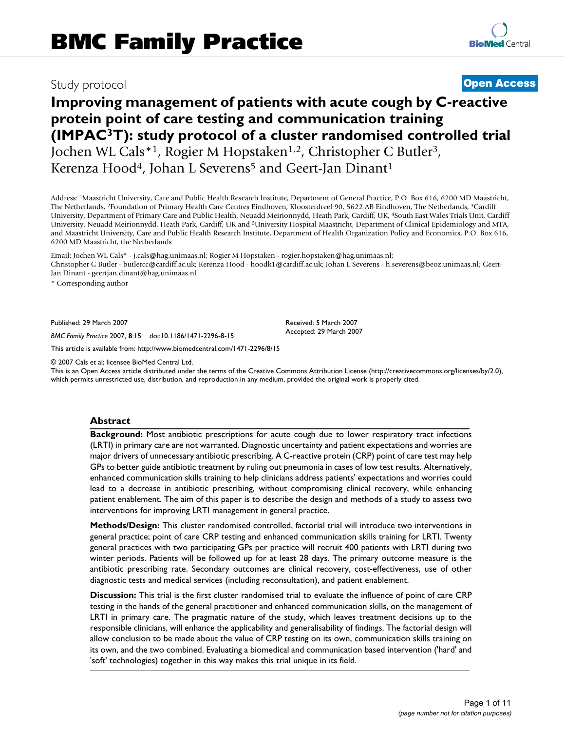Study protocol

**Open Access**

# Improving management of patients with acute cough by C-reactive protein point of care testing and communication training (IMPAC³T): study protocol of a cluster randomised controlled trial

Jochen WL Cals*[1], Rogier M Hopstaken[1,2], Christopher C Butler[3], Kerenza Hood[4], Johan L Severens[5] and Geert-Jan Dinant[1]

Address: [1]Maastricht University, Care and Public Health Research Institute, Department of General Practice, P.O. Box 616, 6200 MD Maastricht, The Netherlands, [2]Foundation of Primary Health Care Centres Eindhoven, Kloosterdreef 90, 5622 AB Eindhoven, The Netherlands, [3]Cardiff University, Department of Primary Care and Public Health, Neuadd Meirionnydd, Heath Park, Cardiff, UK, [4]South East Wales Trials Unit, Cardiff University, Neuadd Meirionnydd, Heath Park, Cardiff, UK and [5]University Hospital Maastricht, Department of Clinical Epidemiology and MTA, and Maastricht University, Care and Public Health Research Institute, Department of Health Organization Policy and Economics, P.O. Box 616, 6200 MD Maastricht, the Netherlands

Email: Jochen WL Cals* - j.cals@hag.unimaas.nl; Rogier M Hopstaken - rogier.hopstaken@hag.unimaas.nl; Christopher C Butler - butlercc@cardiff.ac.uk; Kerenza Hood - hoodk1@cardiff.ac.uk; Johan L Severens - h.severens@beoz.unimaas.nl; Geert-Jan Dinant - geertjan.dinant@hag.unimaas.nl

\* Corresponding author

Published: 29 March 2007

*BMC Family Practice* 2007, **8**:15 doi:10.1186/1471-2296-8-15

Received: 5 March 2007
Accepted: 29 March 2007

This article is available from: http://www.biomedcentral.com/1471-2296/8/15

© 2007 Cals et al; licensee BioMed Central Ltd.
This is an Open Access article distributed under the terms of the Creative Commons Attribution License (http://creativecommons.org/licenses/by/2.0), which permits unrestricted use, distribution, and reproduction in any medium, provided the original work is properly cited.

## Abstract

**Background:** Most antibiotic prescriptions for acute cough due to lower respiratory tract infections (LRTI) in primary care are not warranted. Diagnostic uncertainty and patient expectations and worries are major drivers of unnecessary antibiotic prescribing. A C-reactive protein (CRP) point of care test may help GPs to better guide antibiotic treatment by ruling out pneumonia in cases of low test results. Alternatively, enhanced communication skills training to help clinicians address patients' expectations and worries could lead to a decrease in antibiotic prescribing, without compromising clinical recovery, while enhancing patient enablement. The aim of this paper is to describe the design and methods of a study to assess two interventions for improving LRTI management in general practice.

**Methods/Design:** This cluster randomised controlled, factorial trial will introduce two interventions in general practice; point of care CRP testing and enhanced communication skills training for LRTI. Twenty general practices with two participating GPs per practice will recruit 400 patients with LRTI during two winter periods. Patients will be followed up for at least 28 days. The primary outcome measure is the antibiotic prescribing rate. Secondary outcomes are clinical recovery, cost-effectiveness, use of other diagnostic tests and medical services (including reconsultation), and patient enablement.

**Discussion:** This trial is the first cluster randomised trial to evaluate the influence of point of care CRP testing in the hands of the general practitioner and enhanced communication skills, on the management of LRTI in primary care. The pragmatic nature of the study, which leaves treatment decisions up to the responsible clinicians, will enhance the applicability and generalisability of findings. The factorial design will allow conclusion to be made about the value of CRP testing on its own, communication skills training on its own, and the two combined. Evaluating a biomedical and communication based intervention ('hard' and 'soft' technologies) together in this way makes this trial unique in its field.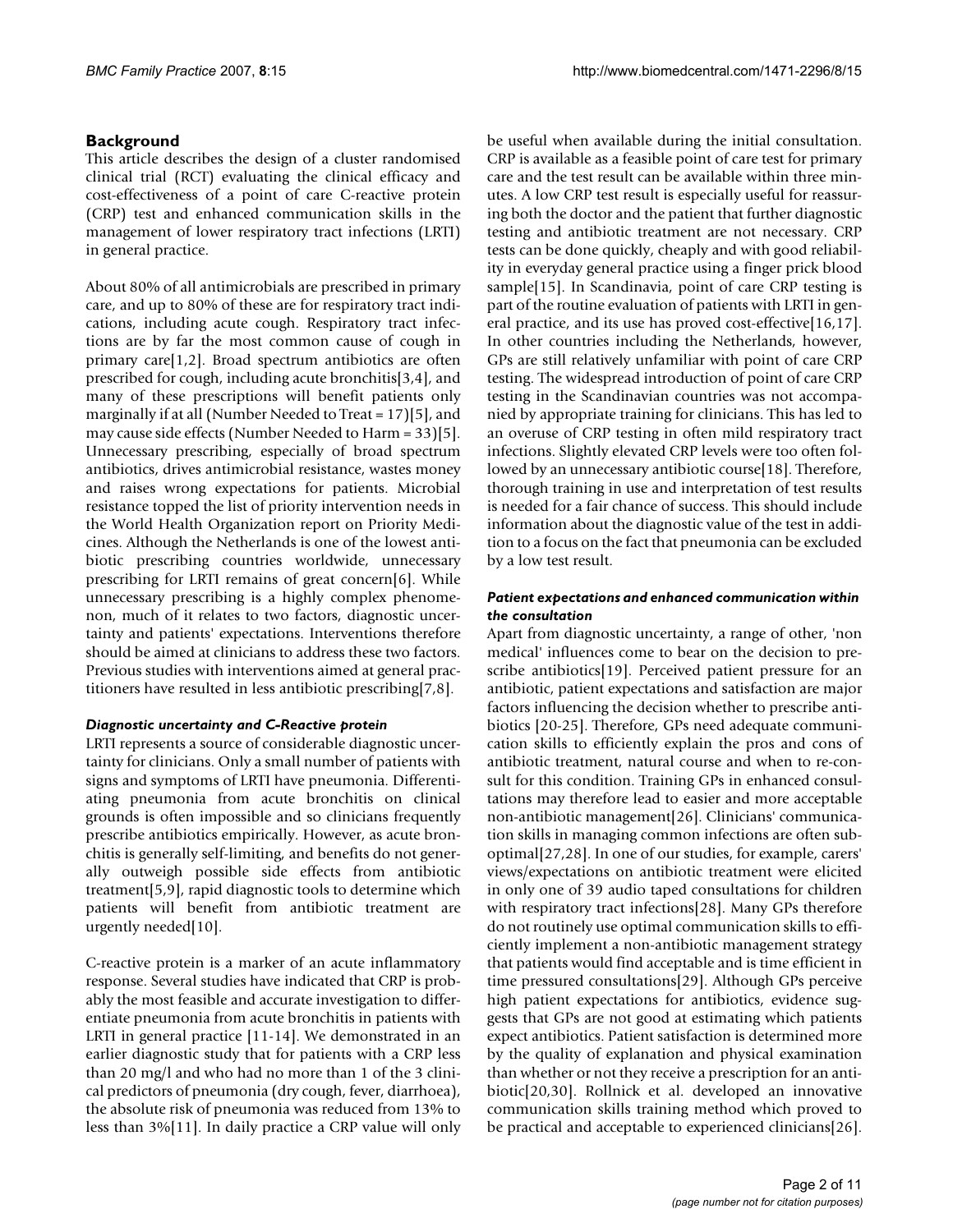## Background

This article describes the design of a cluster randomised clinical trial (RCT) evaluating the clinical efficacy and cost-effectiveness of a point of care C-reactive protein (CRP) test and enhanced communication skills in the management of lower respiratory tract infections (LRTI) in general practice.

About 80% of all antimicrobials are prescribed in primary care, and up to 80% of these are for respiratory tract indications, including acute cough. Respiratory tract infections are by far the most common cause of cough in primary care[1,2]. Broad spectrum antibiotics are often prescribed for cough, including acute bronchitis[3,4], and many of these prescriptions will benefit patients only marginally if at all (Number Needed to Treat = 17)[5], and may cause side effects (Number Needed to Harm = 33)[5]. Unnecessary prescribing, especially of broad spectrum antibiotics, drives antimicrobial resistance, wastes money and raises wrong expectations for patients. Microbial resistance topped the list of priority intervention needs in the World Health Organization report on Priority Medicines. Although the Netherlands is one of the lowest antibiotic prescribing countries worldwide, unnecessary prescribing for LRTI remains of great concern[6]. While unnecessary prescribing is a highly complex phenomenon, much of it relates to two factors, diagnostic uncertainty and patients' expectations. Interventions therefore should be aimed at clinicians to address these two factors. Previous studies with interventions aimed at general practitioners have resulted in less antibiotic prescribing[7,8].

### *Diagnostic uncertainty and C-Reactive protein*

LRTI represents a source of considerable diagnostic uncertainty for clinicians. Only a small number of patients with signs and symptoms of LRTI have pneumonia. Differentiating pneumonia from acute bronchitis on clinical grounds is often impossible and so clinicians frequently prescribe antibiotics empirically. However, as acute bronchitis is generally self-limiting, and benefits do not generally outweigh possible side effects from antibiotic treatment[5,9], rapid diagnostic tools to determine which patients will benefit from antibiotic treatment are urgently needed[10].

C-reactive protein is a marker of an acute inflammatory response. Several studies have indicated that CRP is probably the most feasible and accurate investigation to differentiate pneumonia from acute bronchitis in patients with LRTI in general practice [11-14]. We demonstrated in an earlier diagnostic study that for patients with a CRP less than 20 mg/l and who had no more than 1 of the 3 clinical predictors of pneumonia (dry cough, fever, diarrhoea), the absolute risk of pneumonia was reduced from 13% to less than 3%[11]. In daily practice a CRP value will only be useful when available during the initial consultation. CRP is available as a feasible point of care test for primary care and the test result can be available within three minutes. A low CRP test result is especially useful for reassuring both the doctor and the patient that further diagnostic testing and antibiotic treatment are not necessary. CRP tests can be done quickly, cheaply and with good reliability in everyday general practice using a finger prick blood sample[15]. In Scandinavia, point of care CRP testing is part of the routine evaluation of patients with LRTI in general practice, and its use has proved cost-effective[16,17]. In other countries including the Netherlands, however, GPs are still relatively unfamiliar with point of care CRP testing. The widespread introduction of point of care CRP testing in the Scandinavian countries was not accompanied by appropriate training for clinicians. This has led to an overuse of CRP testing in often mild respiratory tract infections. Slightly elevated CRP levels were too often followed by an unnecessary antibiotic course[18]. Therefore, thorough training in use and interpretation of test results is needed for a fair chance of success. This should include information about the diagnostic value of the test in addition to a focus on the fact that pneumonia can be excluded by a low test result.

### *Patient expectations and enhanced communication within the consultation*

Apart from diagnostic uncertainty, a range of other, 'non medical' influences come to bear on the decision to prescribe antibiotics[19]. Perceived patient pressure for an antibiotic, patient expectations and satisfaction are major factors influencing the decision whether to prescribe antibiotics [20-25]. Therefore, GPs need adequate communication skills to efficiently explain the pros and cons of antibiotic treatment, natural course and when to re-consult for this condition. Training GPs in enhanced consultations may therefore lead to easier and more acceptable non-antibiotic management[26]. Clinicians' communication skills in managing common infections are often suboptimal[27,28]. In one of our studies, for example, carers' views/expectations on antibiotic treatment were elicited in only one of 39 audio taped consultations for children with respiratory tract infections[28]. Many GPs therefore do not routinely use optimal communication skills to efficiently implement a non-antibiotic management strategy that patients would find acceptable and is time efficient in time pressured consultations[29]. Although GPs perceive high patient expectations for antibiotics, evidence suggests that GPs are not good at estimating which patients expect antibiotics. Patient satisfaction is determined more by the quality of explanation and physical examination than whether or not they receive a prescription for an antibiotic[20,30]. Rollnick et al. developed an innovative communication skills training method which proved to be practical and acceptable to experienced clinicians[26].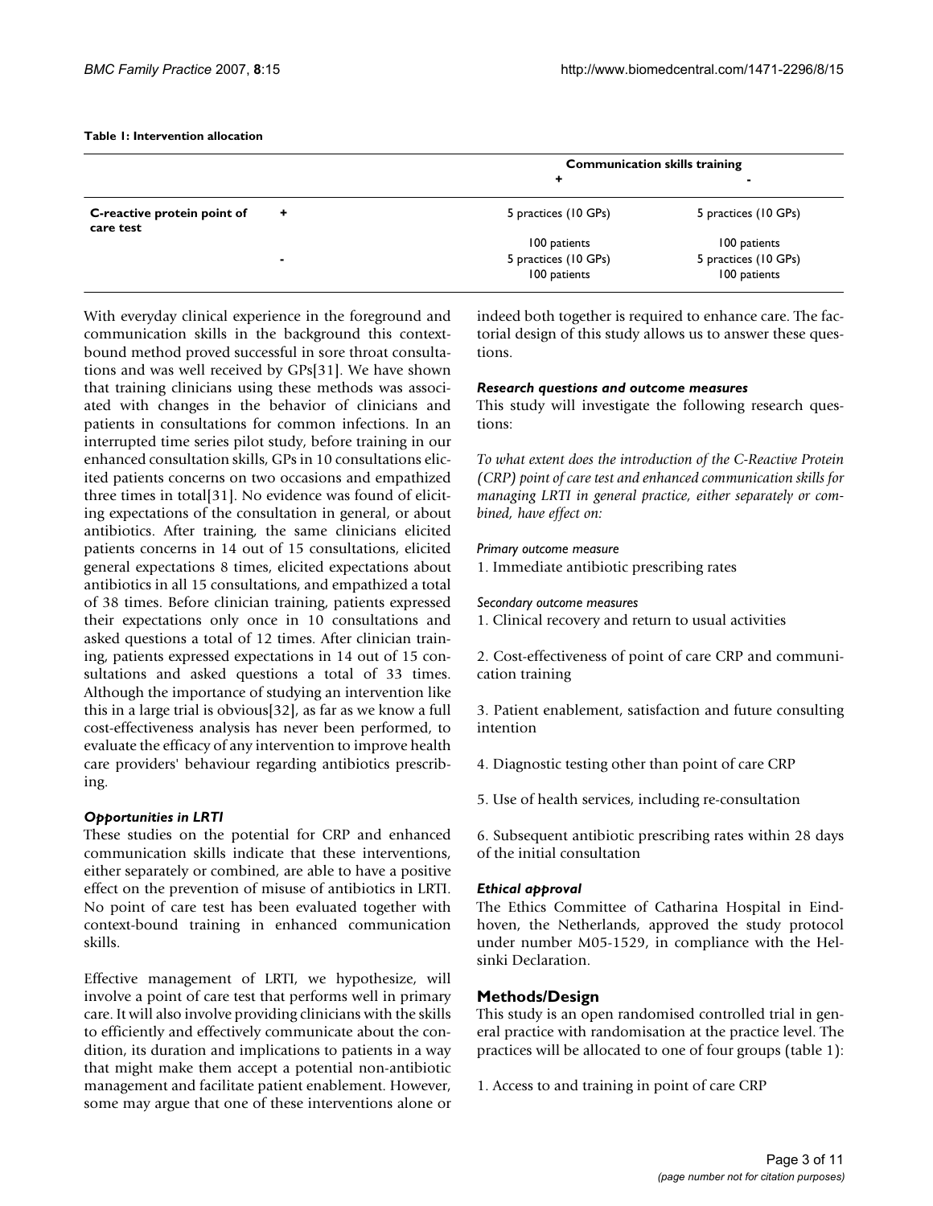**Table 1: Intervention allocation**

| | | Communication skills training | |
|---|---|---|---|
| | | + | - |
| C-reactive protein point of care test | + | 5 practices (10 GPs)<br>100 patients | 5 practices (10 GPs)<br>100 patients |
| | - | 5 practices (10 GPs)<br>100 patients | 5 practices (10 GPs)<br>100 patients |

With everyday clinical experience in the foreground and communication skills in the background this context-bound method proved successful in sore throat consultations and was well received by GPs[31]. We have shown that training clinicians using these methods was associated with changes in the behavior of clinicians and patients in consultations for common infections. In an interrupted time series pilot study, before training in our enhanced consultation skills, GPs in 10 consultations elicited patients concerns on two occasions and empathized three times in total[31]. No evidence was found of eliciting expectations of the consultation in general, or about antibiotics. After training, the same clinicians elicited patients concerns in 14 out of 15 consultations, elicited general expectations 8 times, elicited expectations about antibiotics in all 15 consultations, and empathized a total of 38 times. Before clinician training, patients expressed their expectations only once in 10 consultations and asked questions a total of 12 times. After clinician training, patients expressed expectations in 14 out of 15 consultations and asked questions a total of 33 times. Although the importance of studying an intervention like this in a large trial is obvious[32], as far as we know a full cost-effectiveness analysis has never been performed, to evaluate the efficacy of any intervention to improve health care providers' behaviour regarding antibiotics prescribing.

### *Opportunities in LRTI*

These studies on the potential for CRP and enhanced communication skills indicate that these interventions, either separately or combined, are able to have a positive effect on the prevention of misuse of antibiotics in LRTI. No point of care test has been evaluated together with context-bound training in enhanced communication skills.

Effective management of LRTI, we hypothesize, will involve a point of care test that performs well in primary care. It will also involve providing clinicians with the skills to efficiently and effectively communicate about the condition, its duration and implications to patients in a way that might make them accept a potential non-antibiotic management and facilitate patient enablement. However, some may argue that one of these interventions alone or indeed both together is required to enhance care. The factorial design of this study allows us to answer these questions.

### *Research questions and outcome measures*

This study will investigate the following research questions:

*To what extent does the introduction of the C-Reactive Protein (CRP) point of care test and enhanced communication skills for managing LRTI in general practice, either separately or combined, have effect on:*

*Primary outcome measure*

1. Immediate antibiotic prescribing rates

*Secondary outcome measures*

1. Clinical recovery and return to usual activities

2. Cost-effectiveness of point of care CRP and communication training

3. Patient enablement, satisfaction and future consulting intention

4. Diagnostic testing other than point of care CRP

5. Use of health services, including re-consultation

6. Subsequent antibiotic prescribing rates within 28 days of the initial consultation

### *Ethical approval*

The Ethics Committee of Catharina Hospital in Eindhoven, the Netherlands, approved the study protocol under number M05-1529, in compliance with the Helsinki Declaration.

## Methods/Design

This study is an open randomised controlled trial in general practice with randomisation at the practice level. The practices will be allocated to one of four groups (table 1):

1. Access to and training in point of care CRP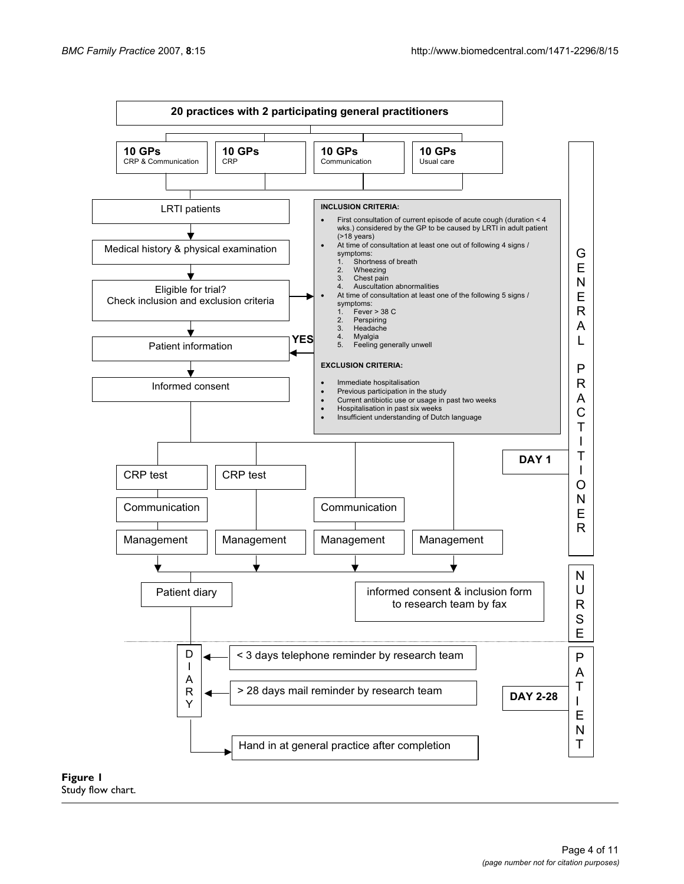20 practices with 2 participating general practitioners

10 GPs CRP & Communication

10 GPs CRP

10 GPs Communication

10 GPs Usual care

LRTI patients

Medical history & physical examination

Eligible for trial? Check inclusion and exclusion criteria

YES

Patient information

Informed consent

**INCLUSION CRITERIA:**

- First consultation of current episode of acute cough (duration < 4 wks.) considered by the GP to be caused by LRTI in adult patient (>18 years)
- At time of consultation at least one out of following 4 signs / symptoms:
  1. Shortness of breath
  2. Wheezing
  3. Chest pain
  4. Auscultation abnormalities
- At time of consultation at least one of the following 5 signs / symptoms:
  1. Fever > 38 C
  2. Perspiring
  3. Headache
  4. Myalgia
  5. Feeling generally unwell

**EXCLUSION CRITERIA:**

- Immediate hospitalisation
- Previous participation in the study
- Current antibiotic use or usage in past two weeks
- Hospitalisation in past six weeks
- Insufficient understanding of Dutch language

GENERAL PRACTITIONER

DAY 1

CRP test

CRP test

Communication

Communication

Management

Management

Management

Management

Patient diary

informed consent & inclusion form to research team by fax

NURSE

DIARY

< 3 days telephone reminder by research team

> 28 days mail reminder by research team

DAY 2-28

PATIENT

Hand in at general practice after completion

**Figure 1**
Study flow chart.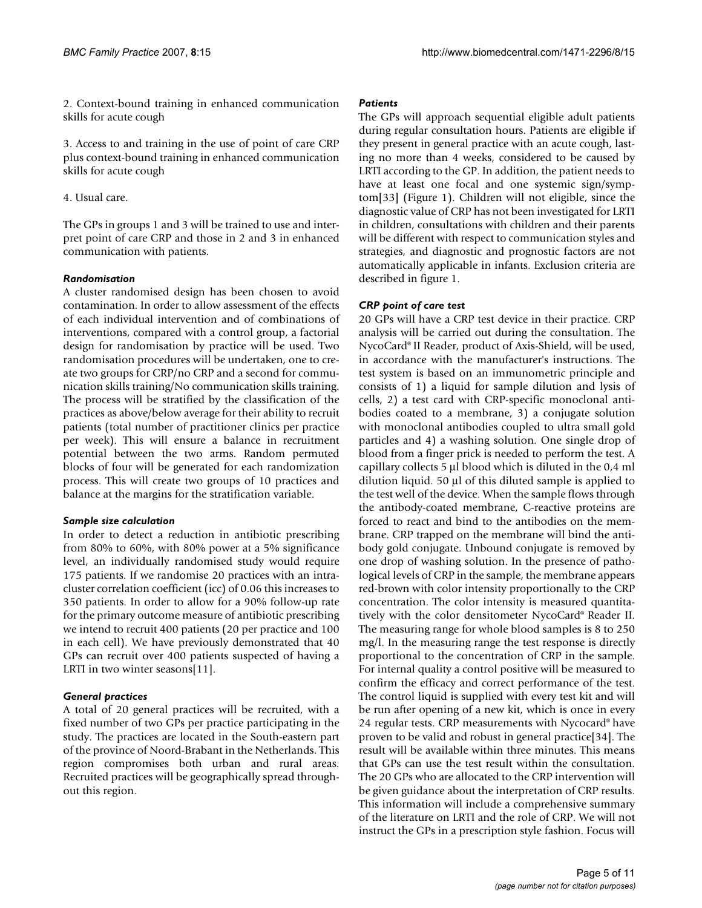2. Context-bound training in enhanced communication skills for acute cough

3. Access to and training in the use of point of care CRP plus context-bound training in enhanced communication skills for acute cough

4. Usual care.

The GPs in groups 1 and 3 will be trained to use and interpret point of care CRP and those in 2 and 3 in enhanced communication with patients.

### *Randomisation*

A cluster randomised design has been chosen to avoid contamination. In order to allow assessment of the effects of each individual intervention and of combinations of interventions, compared with a control group, a factorial design for randomisation by practice will be used. Two randomisation procedures will be undertaken, one to create two groups for CRP/no CRP and a second for communication skills training/No communication skills training. The process will be stratified by the classification of the practices as above/below average for their ability to recruit patients (total number of practitioner clinics per practice per week). This will ensure a balance in recruitment potential between the two arms. Random permuted blocks of four will be generated for each randomization process. This will create two groups of 10 practices and balance at the margins for the stratification variable.

### *Sample size calculation*

In order to detect a reduction in antibiotic prescribing from 80% to 60%, with 80% power at a 5% significance level, an individually randomised study would require 175 patients. If we randomise 20 practices with an intracluster correlation coefficient (icc) of 0.06 this increases to 350 patients. In order to allow for a 90% follow-up rate for the primary outcome measure of antibiotic prescribing we intend to recruit 400 patients (20 per practice and 100 in each cell). We have previously demonstrated that 40 GPs can recruit over 400 patients suspected of having a LRTI in two winter seasons[11].

### *General practices*

A total of 20 general practices will be recruited, with a fixed number of two GPs per practice participating in the study. The practices are located in the South-eastern part of the province of Noord-Brabant in the Netherlands. This region compromises both urban and rural areas. Recruited practices will be geographically spread throughout this region.

### *Patients*

The GPs will approach sequential eligible adult patients during regular consultation hours. Patients are eligible if they present in general practice with an acute cough, lasting no more than 4 weeks, considered to be caused by LRTI according to the GP. In addition, the patient needs to have at least one focal and one systemic sign/symptom[33] (Figure 1). Children will not eligible, since the diagnostic value of CRP has not been investigated for LRTI in children, consultations with children and their parents will be different with respect to communication styles and strategies, and diagnostic and prognostic factors are not automatically applicable in infants. Exclusion criteria are described in figure 1.

### *CRP point of care test*

20 GPs will have a CRP test device in their practice. CRP analysis will be carried out during the consultation. The NycoCard® II Reader, product of Axis-Shield, will be used, in accordance with the manufacturer's instructions. The test system is based on an immunometric principle and consists of 1) a liquid for sample dilution and lysis of cells, 2) a test card with CRP-specific monoclonal antibodies coated to a membrane, 3) a conjugate solution with monoclonal antibodies coupled to ultra small gold particles and 4) a washing solution. One single drop of blood from a finger prick is needed to perform the test. A capillary collects 5 µl blood which is diluted in the 0,4 ml dilution liquid. 50 µl of this diluted sample is applied to the test well of the device. When the sample flows through the antibody-coated membrane, C-reactive proteins are forced to react and bind to the antibodies on the membrane. CRP trapped on the membrane will bind the antibody gold conjugate. Unbound conjugate is removed by one drop of washing solution. In the presence of pathological levels of CRP in the sample, the membrane appears red-brown with color intensity proportionally to the CRP concentration. The color intensity is measured quantitatively with the color densitometer NycoCard® Reader II. The measuring range for whole blood samples is 8 to 250 mg/l. In the measuring range the test response is directly proportional to the concentration of CRP in the sample. For internal quality a control positive will be measured to confirm the efficacy and correct performance of the test. The control liquid is supplied with every test kit and will be run after opening of a new kit, which is once in every 24 regular tests. CRP measurements with Nycocard® have proven to be valid and robust in general practice[34]. The result will be available within three minutes. This means that GPs can use the test result within the consultation. The 20 GPs who are allocated to the CRP intervention will be given guidance about the interpretation of CRP results. This information will include a comprehensive summary of the literature on LRTI and the role of CRP. We will not instruct the GPs in a prescription style fashion. Focus will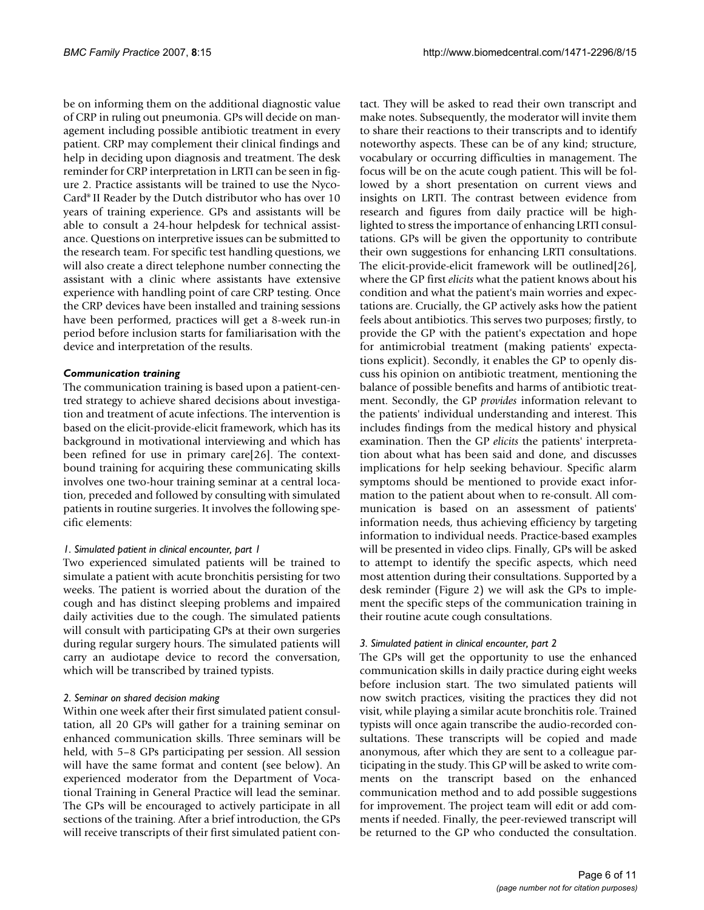be on informing them on the additional diagnostic value of CRP in ruling out pneumonia. GPs will decide on management including possible antibiotic treatment in every patient. CRP may complement their clinical findings and help in deciding upon diagnosis and treatment. The desk reminder for CRP interpretation in LRTI can be seen in figure 2. Practice assistants will be trained to use the NycoCard® II Reader by the Dutch distributor who has over 10 years of training experience. GPs and assistants will be able to consult a 24-hour helpdesk for technical assistance. Questions on interpretive issues can be submitted to the research team. For specific test handling questions, we will also create a direct telephone number connecting the assistant with a clinic where assistants have extensive experience with handling point of care CRP testing. Once the CRP devices have been installed and training sessions have been performed, practices will get a 8-week run-in period before inclusion starts for familiarisation with the device and interpretation of the results.

### *Communication training*

The communication training is based upon a patient-centred strategy to achieve shared decisions about investigation and treatment of acute infections. The intervention is based on the elicit-provide-elicit framework, which has its background in motivational interviewing and which has been refined for use in primary care[26]. The context-bound training for acquiring these communicating skills involves one two-hour training seminar at a central location, preceded and followed by consulting with simulated patients in routine surgeries. It involves the following specific elements:

#### *1. Simulated patient in clinical encounter, part 1*

Two experienced simulated patients will be trained to simulate a patient with acute bronchitis persisting for two weeks. The patient is worried about the duration of the cough and has distinct sleeping problems and impaired daily activities due to the cough. The simulated patients will consult with participating GPs at their own surgeries during regular surgery hours. The simulated patients will carry an audiotape device to record the conversation, which will be transcribed by trained typists.

#### *2. Seminar on shared decision making*

Within one week after their first simulated patient consultation, all 20 GPs will gather for a training seminar on enhanced communication skills. Three seminars will be held, with 5–8 GPs participating per session. All session will have the same format and content (see below). An experienced moderator from the Department of Vocational Training in General Practice will lead the seminar. The GPs will be encouraged to actively participate in all sections of the training. After a brief introduction, the GPs will receive transcripts of their first simulated patient contact. They will be asked to read their own transcript and make notes. Subsequently, the moderator will invite them to share their reactions to their transcripts and to identify noteworthy aspects. These can be of any kind; structure, vocabulary or occurring difficulties in management. The focus will be on the acute cough patient. This will be followed by a short presentation on current views and insights on LRTI. The contrast between evidence from research and figures from daily practice will be highlighted to stress the importance of enhancing LRTI consultations. GPs will be given the opportunity to contribute their own suggestions for enhancing LRTI consultations. The elicit-provide-elicit framework will be outlined[26], where the GP first *elicits* what the patient knows about his condition and what the patient's main worries and expectations are. Crucially, the GP actively asks how the patient feels about antibiotics. This serves two purposes; firstly, to provide the GP with the patient's expectation and hope for antimicrobial treatment (making patients' expectations explicit). Secondly, it enables the GP to openly discuss his opinion on antibiotic treatment, mentioning the balance of possible benefits and harms of antibiotic treatment. Secondly, the GP *provides* information relevant to the patients' individual understanding and interest. This includes findings from the medical history and physical examination. Then the GP *elicits* the patients' interpretation about what has been said and done, and discusses implications for help seeking behaviour. Specific alarm symptoms should be mentioned to provide exact information to the patient about when to re-consult. All communication is based on an assessment of patients' information needs, thus achieving efficiency by targeting information to individual needs. Practice-based examples will be presented in video clips. Finally, GPs will be asked to attempt to identify the specific aspects, which need most attention during their consultations. Supported by a desk reminder (Figure 2) we will ask the GPs to implement the specific steps of the communication training in their routine acute cough consultations.

#### *3. Simulated patient in clinical encounter, part 2*

The GPs will get the opportunity to use the enhanced communication skills in daily practice during eight weeks before inclusion start. The two simulated patients will now switch practices, visiting the practices they did not visit, while playing a similar acute bronchitis role. Trained typists will once again transcribe the audio-recorded consultations. These transcripts will be copied and made anonymous, after which they are sent to a colleague participating in the study. This GP will be asked to write comments on the transcript based on the enhanced communication method and to add possible suggestions for improvement. The project team will edit or add comments if needed. Finally, the peer-reviewed transcript will be returned to the GP who conducted the consultation.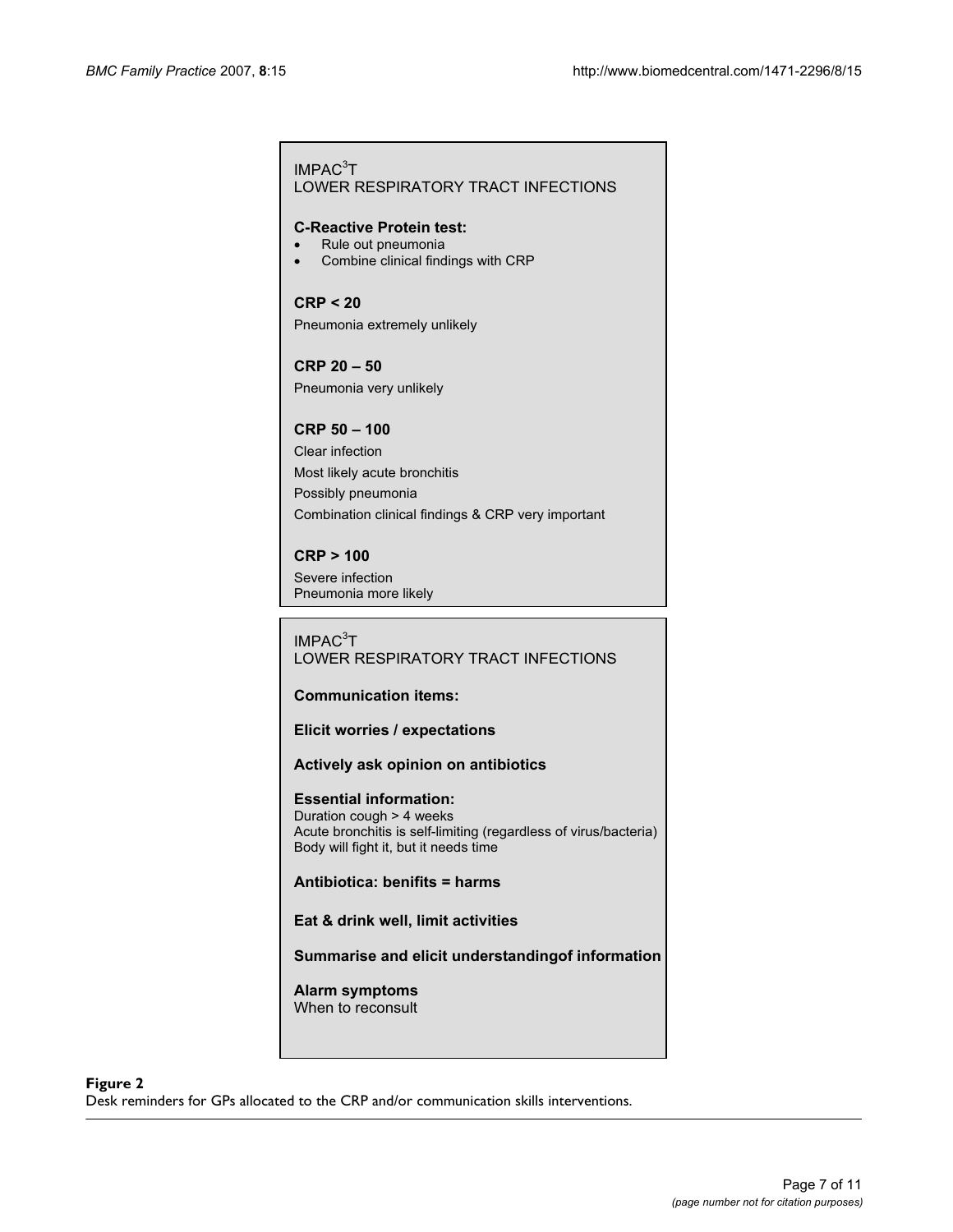IMPAC$^3$T
LOWER RESPIRATORY TRACT INFECTIONS

**C-Reactive Protein test:**

- Rule out pneumonia
- Combine clinical findings with CRP

**CRP < 20**

Pneumonia extremely unlikely

**CRP 20 – 50**

Pneumonia very unlikely

**CRP 50 – 100**

Clear infection

Most likely acute bronchitis

Possibly pneumonia

Combination clinical findings & CRP very important

**CRP > 100**

Severe infection
Pneumonia more likely

IMPAC$^3$T
LOWER RESPIRATORY TRACT INFECTIONS

**Communication items:**

**Elicit worries / expectations**

**Actively ask opinion on antibiotics**

**Essential information:**
Duration cough > 4 weeks
Acute bronchitis is self-limiting (regardless of virus/bacteria)
Body will fight it, but it needs time

**Antibiotica: benifits = harms**

**Eat & drink well, limit activities**

**Summarise and elicit understandingof information**

**Alarm symptoms**
When to reconsult

**Figure 2**
Desk reminders for GPs allocated to the CRP and/or communication skills interventions.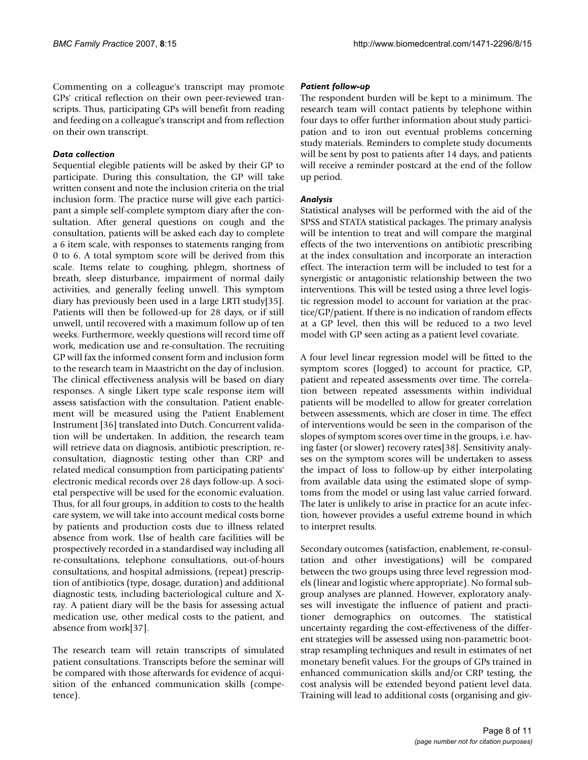Commenting on a colleague's transcript may promote GPs' critical reflection on their own peer-reviewed transcripts. Thus, participating GPs will benefit from reading and feeding on a colleague's transcript and from reflection on their own transcript.

### *Data collection*

Sequential elegible patients will be asked by their GP to participate. During this consultation, the GP will take written consent and note the inclusion criteria on the trial inclusion form. The practice nurse will give each participant a simple self-complete symptom diary after the consultation. After general questions on cough and the consultation, patients will be asked each day to complete a 6 item scale, with responses to statements ranging from 0 to 6. A total symptom score will be derived from this scale. Items relate to coughing, phlegm, shortness of breath, sleep disturbance, impairment of normal daily activities, and generally feeling unwell. This symptom diary has previously been used in a large LRTI study[35]. Patients will then be followed-up for 28 days, or if still unwell, until recovered with a maximum follow up of ten weeks. Furthermore, weekly questions will record time off work, medication use and re-consultation. The recruiting GP will fax the informed consent form and inclusion form to the research team in Maastricht on the day of inclusion. The clinical effectiveness analysis will be based on diary responses. A single Likert type scale response item will assess satisfaction with the consultation. Patient enablement will be measured using the Patient Enablement Instrument [36] translated into Dutch. Concurrent validation will be undertaken. In addition, the research team will retrieve data on diagnosis, antibiotic prescription, re-consultation, diagnostic testing other than CRP and related medical consumption from participating patients' electronic medical records over 28 days follow-up. A societal perspective will be used for the economic evaluation. Thus, for all four groups, in addition to costs to the health care system, we will take into account medical costs borne by patients and production costs due to illness related absence from work. Use of health care facilities will be prospectively recorded in a standardised way including all re-consultations, telephone consultations, out-of-hours consultations, and hospital admissions, (repeat) prescription of antibiotics (type, dosage, duration) and additional diagnostic tests, including bacteriological culture and X-ray. A patient diary will be the basis for assessing actual medication use, other medical costs to the patient, and absence from work[37].

The research team will retain transcripts of simulated patient consultations. Transcripts before the seminar will be compared with those afterwards for evidence of acquisition of the enhanced communication skills (competence).

### *Patient follow-up*

The respondent burden will be kept to a minimum. The research team will contact patients by telephone within four days to offer further information about study participation and to iron out eventual problems concerning study materials. Reminders to complete study documents will be sent by post to patients after 14 days, and patients will receive a reminder postcard at the end of the follow up period.

### *Analysis*

Statistical analyses will be performed with the aid of the SPSS and STATA statistical packages. The primary analysis will be intention to treat and will compare the marginal effects of the two interventions on antibiotic prescribing at the index consultation and incorporate an interaction effect. The interaction term will be included to test for a synergistic or antagonistic relationship between the two interventions. This will be tested using a three level logistic regression model to account for variation at the practice/GP/patient. If there is no indication of random effects at a GP level, then this will be reduced to a two level model with GP seen acting as a patient level covariate.

A four level linear regression model will be fitted to the symptom scores (logged) to account for practice, GP, patient and repeated assessments over time. The correlation between repeated assessments within individual patients will be modelled to allow for greater correlation between assessments, which are closer in time. The effect of interventions would be seen in the comparison of the slopes of symptom scores over time in the groups, i.e. having faster (or slower) recovery rates[38]. Sensitivity analyses on the symptom scores will be undertaken to assess the impact of loss to follow-up by either interpolating from available data using the estimated slope of symptoms from the model or using last value carried forward. The later is unlikely to arise in practice for an acute infection, however provides a useful extreme bound in which to interpret results.

Secondary outcomes (satisfaction, enablement, re-consultation and other investigations) will be compared between the two groups using three level regression models (linear and logistic where appropriate). No formal subgroup analyses are planned. However, exploratory analyses will investigate the influence of patient and practitioner demographics on outcomes. The statistical uncertainty regarding the cost-effectiveness of the different strategies will be assessed using non-parametric bootstrap resampling techniques and result in estimates of net monetary benefit values. For the groups of GPs trained in enhanced communication skills and/or CRP testing, the cost analysis will be extended beyond patient level data. Training will lead to additional costs (organising and giv-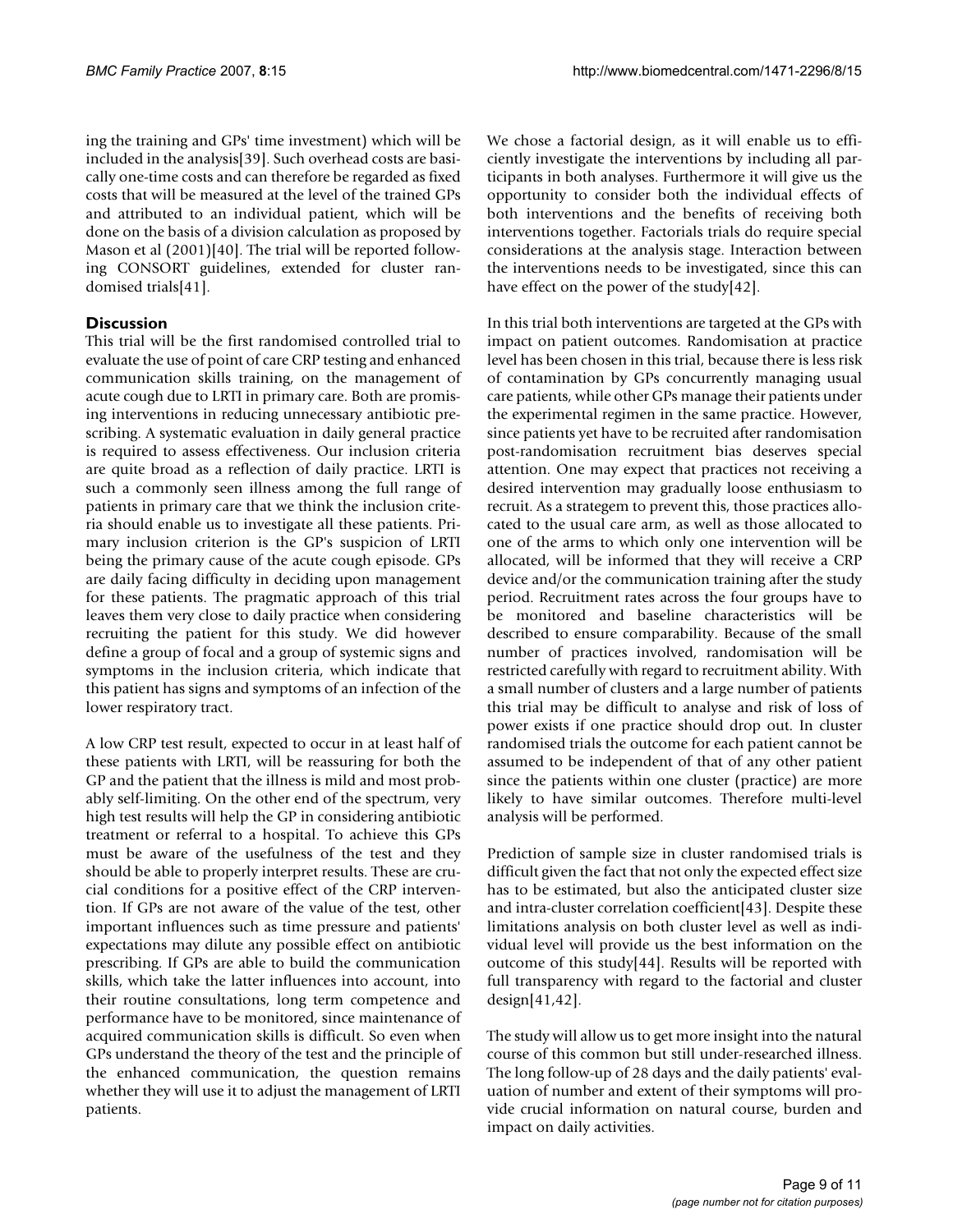ing the training and GPs' time investment) which will be included in the analysis[39]. Such overhead costs are basically one-time costs and can therefore be regarded as fixed costs that will be measured at the level of the trained GPs and attributed to an individual patient, which will be done on the basis of a division calculation as proposed by Mason et al (2001)[40]. The trial will be reported following CONSORT guidelines, extended for cluster randomised trials[41].

## Discussion

This trial will be the first randomised controlled trial to evaluate the use of point of care CRP testing and enhanced communication skills training, on the management of acute cough due to LRTI in primary care. Both are promising interventions in reducing unnecessary antibiotic prescribing. A systematic evaluation in daily general practice is required to assess effectiveness. Our inclusion criteria are quite broad as a reflection of daily practice. LRTI is such a commonly seen illness among the full range of patients in primary care that we think the inclusion criteria should enable us to investigate all these patients. Primary inclusion criterion is the GP's suspicion of LRTI being the primary cause of the acute cough episode. GPs are daily facing difficulty in deciding upon management for these patients. The pragmatic approach of this trial leaves them very close to daily practice when considering recruiting the patient for this study. We did however define a group of focal and a group of systemic signs and symptoms in the inclusion criteria, which indicate that this patient has signs and symptoms of an infection of the lower respiratory tract.

A low CRP test result, expected to occur in at least half of these patients with LRTI, will be reassuring for both the GP and the patient that the illness is mild and most probably self-limiting. On the other end of the spectrum, very high test results will help the GP in considering antibiotic treatment or referral to a hospital. To achieve this GPs must be aware of the usefulness of the test and they should be able to properly interpret results. These are crucial conditions for a positive effect of the CRP intervention. If GPs are not aware of the value of the test, other important influences such as time pressure and patients' expectations may dilute any possible effect on antibiotic prescribing. If GPs are able to build the communication skills, which take the latter influences into account, into their routine consultations, long term competence and performance have to be monitored, since maintenance of acquired communication skills is difficult. So even when GPs understand the theory of the test and the principle of the enhanced communication, the question remains whether they will use it to adjust the management of LRTI patients.

We chose a factorial design, as it will enable us to efficiently investigate the interventions by including all participants in both analyses. Furthermore it will give us the opportunity to consider both the individual effects of both interventions and the benefits of receiving both interventions together. Factorials trials do require special considerations at the analysis stage. Interaction between the interventions needs to be investigated, since this can have effect on the power of the study[42].

In this trial both interventions are targeted at the GPs with impact on patient outcomes. Randomisation at practice level has been chosen in this trial, because there is less risk of contamination by GPs concurrently managing usual care patients, while other GPs manage their patients under the experimental regimen in the same practice. However, since patients yet have to be recruited after randomisation post-randomisation recruitment bias deserves special attention. One may expect that practices not receiving a desired intervention may gradually loose enthusiasm to recruit. As a strategem to prevent this, those practices allocated to the usual care arm, as well as those allocated to one of the arms to which only one intervention will be allocated, will be informed that they will receive a CRP device and/or the communication training after the study period. Recruitment rates across the four groups have to be monitored and baseline characteristics will be described to ensure comparability. Because of the small number of practices involved, randomisation will be restricted carefully with regard to recruitment ability. With a small number of clusters and a large number of patients this trial may be difficult to analyse and risk of loss of power exists if one practice should drop out. In cluster randomised trials the outcome for each patient cannot be assumed to be independent of that of any other patient since the patients within one cluster (practice) are more likely to have similar outcomes. Therefore multi-level analysis will be performed.

Prediction of sample size in cluster randomised trials is difficult given the fact that not only the expected effect size has to be estimated, but also the anticipated cluster size and intra-cluster correlation coefficient[43]. Despite these limitations analysis on both cluster level as well as individual level will provide us the best information on the outcome of this study[44]. Results will be reported with full transparency with regard to the factorial and cluster design[41,42].

The study will allow us to get more insight into the natural course of this common but still under-researched illness. The long follow-up of 28 days and the daily patients' evaluation of number and extent of their symptoms will provide crucial information on natural course, burden and impact on daily activities.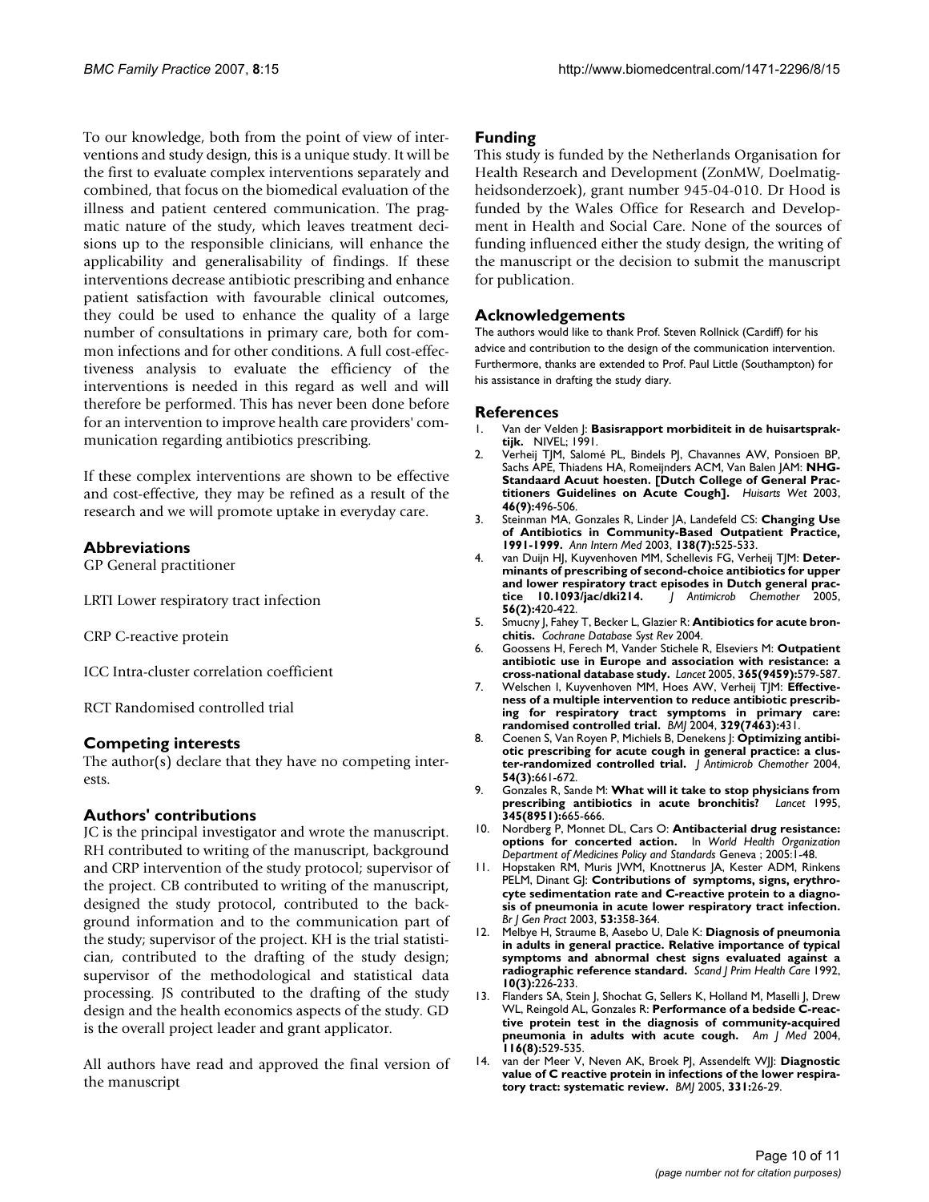To our knowledge, both from the point of view of interventions and study design, this is a unique study. It will be the first to evaluate complex interventions separately and combined, that focus on the biomedical evaluation of the illness and patient centered communication. The pragmatic nature of the study, which leaves treatment decisions up to the responsible clinicians, will enhance the applicability and generalisability of findings. If these interventions decrease antibiotic prescribing and enhance patient satisfaction with favourable clinical outcomes, they could be used to enhance the quality of a large number of consultations in primary care, both for common infections and for other conditions. A full cost-effectiveness analysis to evaluate the efficiency of the interventions is needed in this regard as well and will therefore be performed. This has never been done before for an intervention to improve health care providers' communication regarding antibiotics prescribing.

If these complex interventions are shown to be effective and cost-effective, they may be refined as a result of the research and we will promote uptake in everyday care.

## Abbreviations

GP General practitioner

LRTI Lower respiratory tract infection

CRP C-reactive protein

ICC Intra-cluster correlation coefficient

RCT Randomised controlled trial

## Competing interests

The author(s) declare that they have no competing interests.

## Authors' contributions

JC is the principal investigator and wrote the manuscript. RH contributed to writing of the manuscript, background and CRP intervention of the study protocol; supervisor of the project. CB contributed to writing of the manuscript, designed the study protocol, contributed to the background information and to the communication part of the study; supervisor of the project. KH is the trial statistician, contributed to the drafting of the study design; supervisor of the methodological and statistical data processing. JS contributed to the drafting of the study design and the health economics aspects of the study. GD is the overall project leader and grant applicator.

All authors have read and approved the final version of the manuscript

## Funding

This study is funded by the Netherlands Organisation for Health Research and Development (ZonMW, Doelmatigheidsonderzoek), grant number 945-04-010. Dr Hood is funded by the Wales Office for Research and Development in Health and Social Care. None of the sources of funding influenced either the study design, the writing of the manuscript or the decision to submit the manuscript for publication.

## Acknowledgements

The authors would like to thank Prof. Steven Rollnick (Cardiff) for his advice and contribution to the design of the communication intervention. Furthermore, thanks are extended to Prof. Paul Little (Southampton) for his assistance in drafting the study diary.

## References

1. Van der Velden J: **Basisrapport morbiditeit in de huisartspraktijk.** NIVEL; 1991.
2. Verheij TJM, Salomé PL, Bindels PJ, Chavannes AW, Ponsioen BP, Sachs APE, Thiadens HA, Romeijnders ACM, Van Balen JAM: **NHG-Standaard Acuut hoesten. [Dutch College of General Practitioners Guidelines on Acute Cough].** *Huisarts Wet* 2003, **46(9):**496-506.
3. Steinman MA, Gonzales R, Linder JA, Landefeld CS: **Changing Use of Antibiotics in Community-Based Outpatient Practice, 1991-1999.** *Ann Intern Med* 2003, **138(7):**525-533.
4. van Duijn HJ, Kuyvenhoven MM, Schellevis FG, Verheij TJM: **Determinants of prescribing of second-choice antibiotics for upper and lower respiratory tract episodes in Dutch general practice 10.1093/jac/dki214.** *J Antimicrob Chemother* 2005, **56(2):**420-422.
5. Smucny J, Fahey T, Becker L, Glazier R: **Antibiotics for acute bronchitis.** *Cochrane Database Syst Rev* 2004.
6. Goossens H, Ferech M, Vander Stichele R, Elseviers M: **Outpatient antibiotic use in Europe and association with resistance: a cross-national database study.** *Lancet* 2005, **365(9459):**579-587.
7. Welschen I, Kuyvenhoven MM, Hoes AW, Verheij TJM: **Effectiveness of a multiple intervention to reduce antibiotic prescribing for respiratory tract symptoms in primary care: randomised controlled trial.** *BMJ* 2004, **329(7463):**431.
8. Coenen S, Van Royen P, Michiels B, Denekens J: **Optimizing antibiotic prescribing for acute cough in general practice: a cluster-randomized controlled trial.** *J Antimicrob Chemother* 2004, **54(3):**661-672.
9. Gonzales R, Sande M: **What will it take to stop physicians from prescribing antibiotics in acute bronchitis?** *Lancet* 1995, **345(8951):**665-666.
10. Nordberg P, Monnet DL, Cars O: **Antibacterial drug resistance: options for concerted action.** In *World Health Organization Department of Medicines Policy and Standards* Geneva ; 2005:1-48.
11. Hopstaken RM, Muris JWM, Knottnerus JA, Kester ADM, Rinkens PELM, Dinant GJ: **Contributions of symptoms, signs, erythrocyte sedimentation rate and C-reactive protein to a diagnosis of pneumonia in acute lower respiratory tract infection.** *Br J Gen Pract* 2003, **53:**358-364.
12. Melbye H, Straume B, Aasebo U, Dale K: **Diagnosis of pneumonia in adults in general practice. Relative importance of typical symptoms and abnormal chest signs evaluated against a radiographic reference standard.** *Scand J Prim Health Care* 1992, **10(3):**226-233.
13. Flanders SA, Stein J, Shochat G, Sellers K, Holland M, Maselli J, Drew WL, Reingold AL, Gonzales R: **Performance of a bedside C-reactive protein test in the diagnosis of community-acquired pneumonia in adults with acute cough.** *Am J Med* 2004, **116(8):**529-535.
14. van der Meer V, Neven AK, Broek PJ, Assendelft WJJ: **Diagnostic value of C reactive protein in infections of the lower respiratory tract: systematic review.** *BMJ* 2005, **331:**26-29.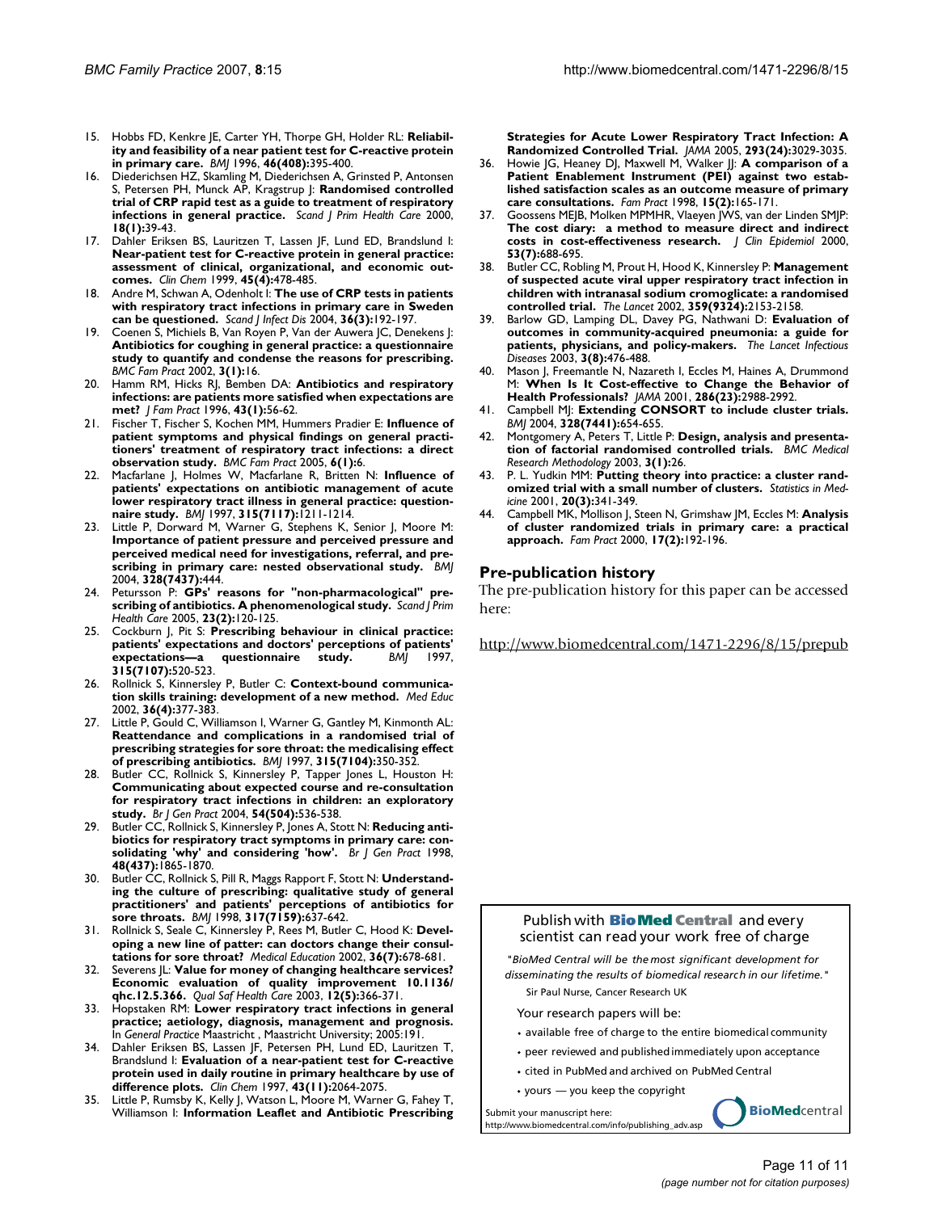15. Hobbs FD, Kenkre JE, Carter YH, Thorpe GH, Holder RL: **Reliability and feasibility of a near patient test for C-reactive protein in primary care.** *BMJ* 1996, **46(408):**395-400.
16. Diederichsen HZ, Skamling M, Diederichsen A, Grinsted P, Antonsen S, Petersen PH, Munck AP, Kragstrup J: **Randomised controlled trial of CRP rapid test as a guide to treatment of respiratory infections in general practice.** *Scand J Prim Health Care* 2000, **18(1):**39-43.
17. Dahler Eriksen BS, Lauritzen T, Lassen JF, Lund ED, Brandslund I: **Near-patient test for C-reactive protein in general practice: assessment of clinical, organizational, and economic outcomes.** *Clin Chem* 1999, **45(4):**478-485.
18. Andre M, Schwan A, Odenholt I: **The use of CRP tests in patients with respiratory tract infections in primary care in Sweden can be questioned.** *Scand J Infect Dis* 2004, **36(3):**192-197.
19. Coenen S, Michiels B, Van Royen P, Van der Auwera JC, Denekens J: **Antibiotics for coughing in general practice: a questionnaire study to quantify and condense the reasons for prescribing.** *BMC Fam Pract* 2002, **3(1):**16.
20. Hamm RM, Hicks RJ, Bemben DA: **Antibiotics and respiratory infections: are patients more satisfied when expectations are met?** *J Fam Pract* 1996, **43(1):**56-62.
21. Fischer T, Fischer S, Kochen MM, Hummers Pradier E: **Influence of patient symptoms and physical findings on general practitioners' treatment of respiratory tract infections: a direct observation study.** *BMC Fam Pract* 2005, **6(1):**6.
22. Macfarlane J, Holmes W, Macfarlane R, Britten N: **Influence of patients' expectations on antibiotic management of acute lower respiratory tract illness in general practice: questionnaire study.** *BMJ* 1997, **315(7117):**1211-1214.
23. Little P, Dorward M, Warner G, Stephens K, Senior J, Moore M: **Importance of patient pressure and perceived pressure and perceived medical need for investigations, referral, and prescribing in primary care: nested observational study.** *BMJ* 2004, **328(7437):**444.
24. Petursson P: **GPs' reasons for "non-pharmacological" prescribing of antibiotics. A phenomenological study.** *Scand J Prim Health Care* 2005, **23(2):**120-125.
25. Cockburn J, Pit S: **Prescribing behaviour in clinical practice: patients' expectations and doctors' perceptions of patients' expectations—a questionnaire study.** *BMJ* 1997, **315(7107):**520-523.
26. Rollnick S, Kinnersley P, Butler C: **Context-bound communication skills training: development of a new method.** *Med Educ* 2002, **36(4):**377-383.
27. Little P, Gould C, Williamson I, Warner G, Gantley M, Kinmonth AL: **Reattendance and complications in a randomised trial of prescribing strategies for sore throat: the medicalising effect of prescribing antibiotics.** *BMJ* 1997, **315(7104):**350-352.
28. Butler CC, Rollnick S, Kinnersley P, Tapper Jones L, Houston H: **Communicating about expected course and re-consultation for respiratory tract infections in children: an exploratory study.** *Br J Gen Pract* 2004, **54(504):**536-538.
29. Butler CC, Rollnick S, Kinnersley P, Jones A, Stott N: **Reducing antibiotics for respiratory tract symptoms in primary care: consolidating 'why' and considering 'how'.** *Br J Gen Pract* 1998, **48(437):**1865-1870.
30. Butler CC, Rollnick S, Pill R, Maggs Rapport F, Stott N: **Understanding the culture of prescribing: qualitative study of general practitioners' and patients' perceptions of antibiotics for sore throats.** *BMJ* 1998, **317(7159):**637-642.
31. Rollnick S, Seale C, Kinnersley P, Rees M, Butler C, Hood K: **Developing a new line of patter: can doctors change their consultations for sore throat?** *Medical Education* 2002, **36(7):**678-681.
32. Severens JL: **Value for money of changing healthcare services? Economic evaluation of quality improvement 10.1136/qhc.12.5.366.** *Qual Saf Health Care* 2003, **12(5):**366-371.
33. Hopstaken RM: **Lower respiratory tract infections in general practice; aetiology, diagnosis, management and prognosis.** In *General Practice* Maastricht , Maastricht University; 2005:191.
34. Dahler Eriksen BS, Lassen JF, Petersen PH, Lund ED, Lauritzen T, Brandslund I: **Evaluation of a near-patient test for C-reactive protein used in daily routine in primary healthcare by use of difference plots.** *Clin Chem* 1997, **43(11):**2064-2075.
35. Little P, Rumsby K, Kelly J, Watson L, Moore M, Warner G, Fahey T, Williamson I: **Information Leaflet and Antibiotic Prescribing Strategies for Acute Lower Respiratory Tract Infection: A Randomized Controlled Trial.** *JAMA* 2005, **293(24):**3029-3035.
36. Howie JG, Heaney DJ, Maxwell M, Walker JJ: **A comparison of a Patient Enablement Instrument (PEI) against two established satisfaction scales as an outcome measure of primary care consultations.** *Fam Pract* 1998, **15(2):**165-171.
37. Goossens MEJB, Molken MPMHR, Vlaeyen JWS, van der Linden SMJP: **The cost diary: a method to measure direct and indirect costs in cost-effectiveness research.** *J Clin Epidemiol* 2000, **53(7):**688-695.
38. Butler CC, Robling M, Prout H, Hood K, Kinnersley P: **Management of suspected acute viral upper respiratory tract infection in children with intranasal sodium cromoglicate: a randomised controlled trial.** *The Lancet* 2002, **359(9324):**2153-2158.
39. Barlow GD, Lamping DL, Davey PG, Nathwani D: **Evaluation of outcomes in community-acquired pneumonia: a guide for patients, physicians, and policy-makers.** *The Lancet Infectious Diseases* 2003, **3(8):**476-488.
40. Mason J, Freemantle N, Nazareth I, Eccles M, Haines A, Drummond M: **When Is It Cost-effective to Change the Behavior of Health Professionals?** *JAMA* 2001, **286(23):**2988-2992.
41. Campbell MJ: **Extending CONSORT to include cluster trials.** *BMJ* 2004, **328(7441):**654-655.
42. Montgomery A, Peters T, Little P: **Design, analysis and presentation of factorial randomised controlled trials.** *BMC Medical Research Methodology* 2003, **3(1):**26.
43. P. L. Yudkin MM: **Putting theory into practice: a cluster randomized trial with a small number of clusters.** *Statistics in Medicine* 2001, **20(3):**341-349.
44. Campbell MK, Mollison J, Steen N, Grimshaw JM, Eccles M: **Analysis of cluster randomized trials in primary care: a practical approach.** *Fam Pract* 2000, **17(2):**192-196.

## Pre-publication history

The pre-publication history for this paper can be accessed here:

http://www.biomedcentral.com/1471-2296/8/15/prepub

Publish with **BioMed Central** and every scientist can read your work free of charge

*"BioMed Central will be the most significant development for disseminating the results of biomedical research in our lifetime."*

Sir Paul Nurse, Cancer Research UK

Your research papers will be:

- available free of charge to the entire biomedical community
- peer reviewed and published immediately upon acceptance
- cited in PubMed and archived on PubMed Central
- yours — you keep the copyright

Submit your manuscript here:
http://www.biomedcentral.com/info/publishing_adv.asp

**BioMed**central